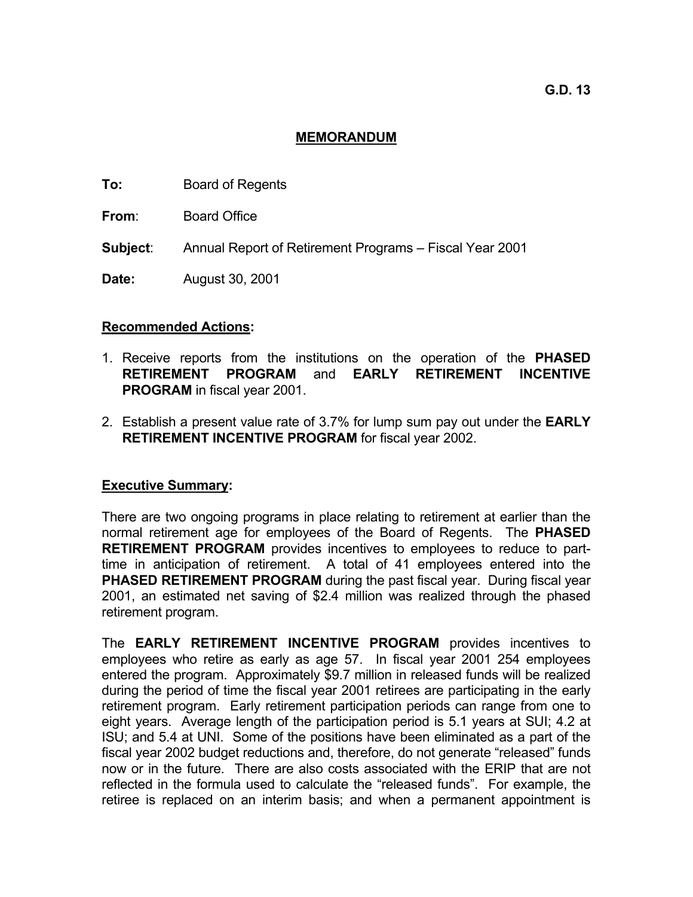**G.D. 13**

# MEMORANDUM

**To:** Board of Regents

**From**: Board Office

**Subject**: Annual Report of Retirement Programs – Fiscal Year 2001

**Date:** August 30, 2001

## Recommended Actions:

1. Receive reports from the institutions on the operation of the **PHASED RETIREMENT PROGRAM** and **EARLY RETIREMENT INCENTIVE PROGRAM** in fiscal year 2001.

2. Establish a present value rate of 3.7% for lump sum pay out under the **EARLY RETIREMENT INCENTIVE PROGRAM** for fiscal year 2002.

## Executive Summary:

There are two ongoing programs in place relating to retirement at earlier than the normal retirement age for employees of the Board of Regents. The **PHASED RETIREMENT PROGRAM** provides incentives to employees to reduce to part-time in anticipation of retirement. A total of 41 employees entered into the **PHASED RETIREMENT PROGRAM** during the past fiscal year. During fiscal year 2001, an estimated net saving of $2.4 million was realized through the phased retirement program.

The **EARLY RETIREMENT INCENTIVE PROGRAM** provides incentives to employees who retire as early as age 57. In fiscal year 2001 254 employees entered the program. Approximately $9.7 million in released funds will be realized during the period of time the fiscal year 2001 retirees are participating in the early retirement program. Early retirement participation periods can range from one to eight years. Average length of the participation period is 5.1 years at SUI; 4.2 at ISU; and 5.4 at UNI. Some of the positions have been eliminated as a part of the fiscal year 2002 budget reductions and, therefore, do not generate "released" funds now or in the future. There are also costs associated with the ERIP that are not reflected in the formula used to calculate the "released funds". For example, the retiree is replaced on an interim basis; and when a permanent appointment is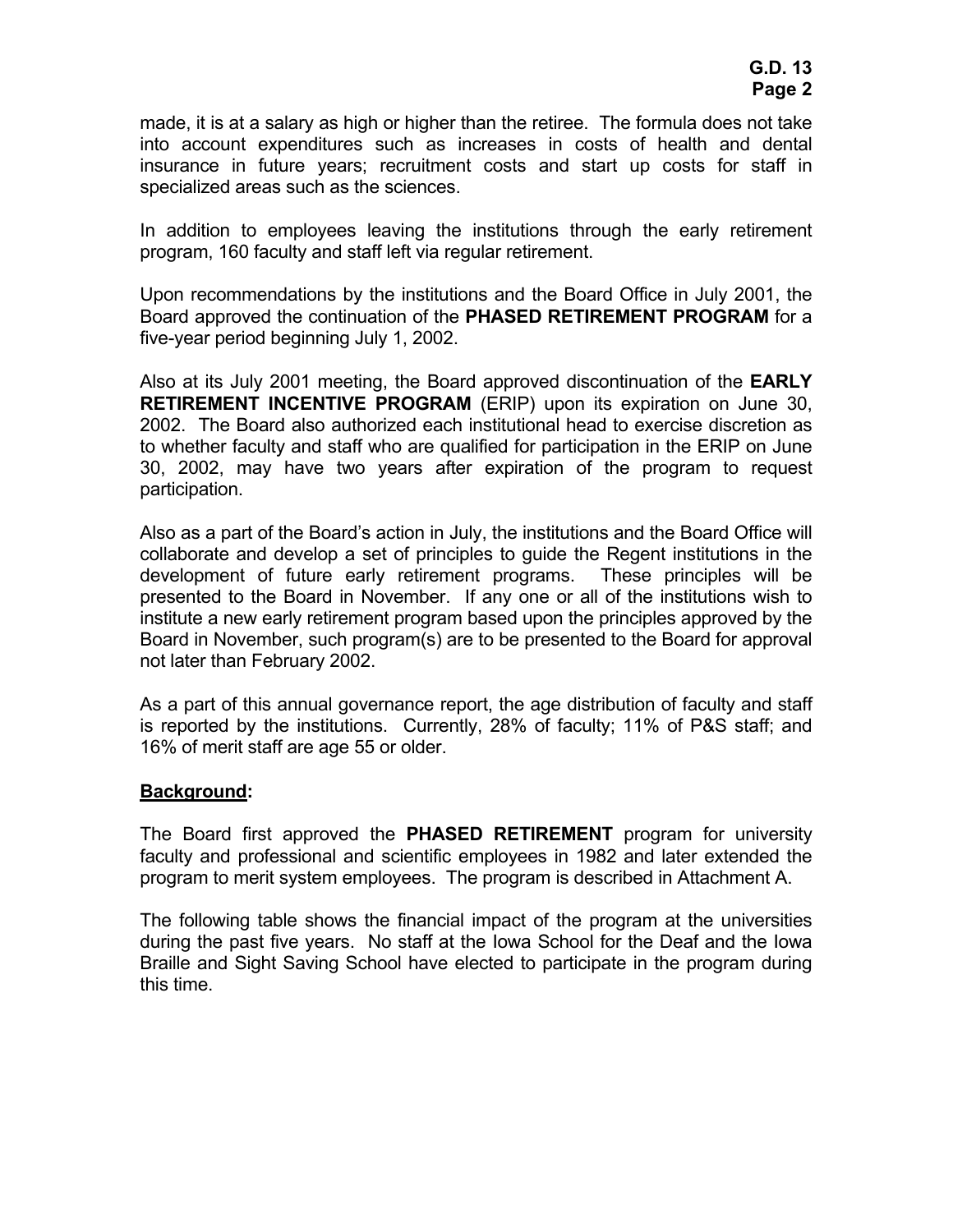made, it is at a salary as high or higher than the retiree. The formula does not take into account expenditures such as increases in costs of health and dental insurance in future years; recruitment costs and start up costs for staff in specialized areas such as the sciences.

In addition to employees leaving the institutions through the early retirement program, 160 faculty and staff left via regular retirement.

Upon recommendations by the institutions and the Board Office in July 2001, the Board approved the continuation of the **PHASED RETIREMENT PROGRAM** for a five-year period beginning July 1, 2002.

Also at its July 2001 meeting, the Board approved discontinuation of the **EARLY RETIREMENT INCENTIVE PROGRAM** (ERIP) upon its expiration on June 30, 2002. The Board also authorized each institutional head to exercise discretion as to whether faculty and staff who are qualified for participation in the ERIP on June 30, 2002, may have two years after expiration of the program to request participation.

Also as a part of the Board's action in July, the institutions and the Board Office will collaborate and develop a set of principles to guide the Regent institutions in the development of future early retirement programs. These principles will be presented to the Board in November. If any one or all of the institutions wish to institute a new early retirement program based upon the principles approved by the Board in November, such program(s) are to be presented to the Board for approval not later than February 2002.

As a part of this annual governance report, the age distribution of faculty and staff is reported by the institutions. Currently, 28% of faculty; 11% of P&S staff; and 16% of merit staff are age 55 or older.

## **Background:**

The Board first approved the **PHASED RETIREMENT** program for university faculty and professional and scientific employees in 1982 and later extended the program to merit system employees. The program is described in Attachment A.

The following table shows the financial impact of the program at the universities during the past five years. No staff at the Iowa School for the Deaf and the Iowa Braille and Sight Saving School have elected to participate in the program during this time.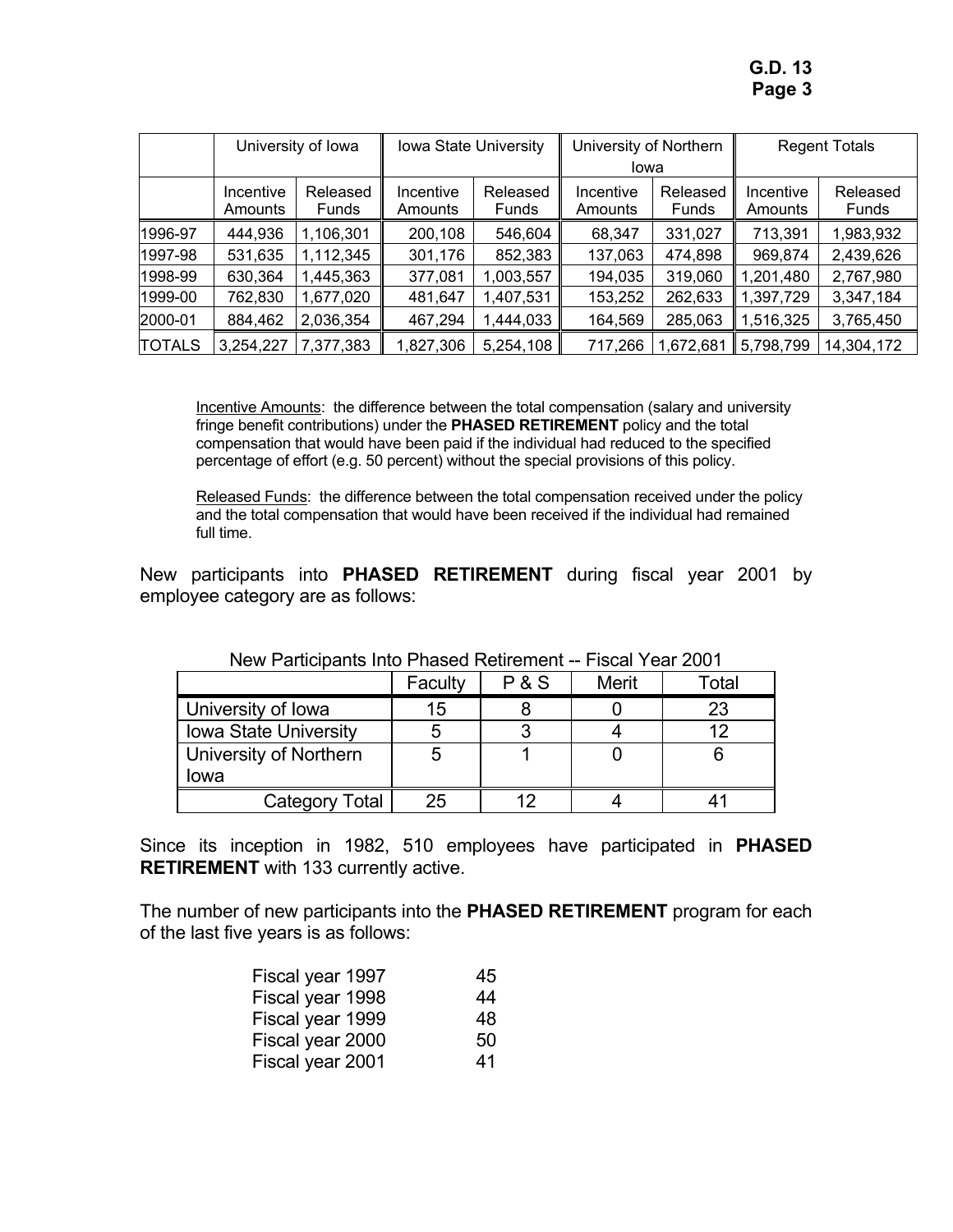| | University of Iowa | | Iowa State University | | University of Northern Iowa | | Regent Totals | |
|---|---|---|---|---|---|---|---|---|
| | Incentive Amounts | Released Funds | Incentive Amounts | Released Funds | Incentive Amounts | Released Funds | Incentive Amounts | Released Funds |
| 1996-97 | 444,936 | 1,106,301 | 200,108 | 546,604 | 68,347 | 331,027 | 713,391 | 1,983,932 |
| 1997-98 | 531,635 | 1,112,345 | 301,176 | 852,383 | 137,063 | 474,898 | 969,874 | 2,439,626 |
| 1998-99 | 630,364 | 1,445,363 | 377,081 | 1,003,557 | 194,035 | 319,060 | 1,201,480 | 2,767,980 |
| 1999-00 | 762,830 | 1,677,020 | 481,647 | 1,407,531 | 153,252 | 262,633 | 1,397,729 | 3,347,184 |
| 2000-01 | 884,462 | 2,036,354 | 467,294 | 1,444,033 | 164,569 | 285,063 | 1,516,325 | 3,765,450 |
| TOTALS | 3,254,227 | 7,377,383 | 1,827,306 | 5,254,108 | 717,266 | 1,672,681 | 5,798,799 | 14,304,172 |

Incentive Amounts: the difference between the total compensation (salary and university fringe benefit contributions) under the **PHASED RETIREMENT** policy and the total compensation that would have been paid if the individual had reduced to the specified percentage of effort (e.g. 50 percent) without the special provisions of this policy.

Released Funds: the difference between the total compensation received under the policy and the total compensation that would have been received if the individual had remained full time.

New participants into **PHASED RETIREMENT** during fiscal year 2001 by employee category are as follows:

New Participants Into Phased Retirement -- Fiscal Year 2001

| | Faculty | P & S | Merit | Total |
|---|---|---|---|---|
| University of Iowa | 15 | 8 | 0 | 23 |
| Iowa State University | 5 | 3 | 4 | 12 |
| University of Northern Iowa | 5 | 1 | 0 | 6 |
| Category Total | 25 | 12 | 4 | 41 |

Since its inception in 1982, 510 employees have participated in **PHASED RETIREMENT** with 133 currently active.

The number of new participants into the **PHASED RETIREMENT** program for each of the last five years is as follows:

| | |
|---|---|
| Fiscal year 1997 | 45 |
| Fiscal year 1998 | 44 |
| Fiscal year 1999 | 48 |
| Fiscal year 2000 | 50 |
| Fiscal year 2001 | 41 |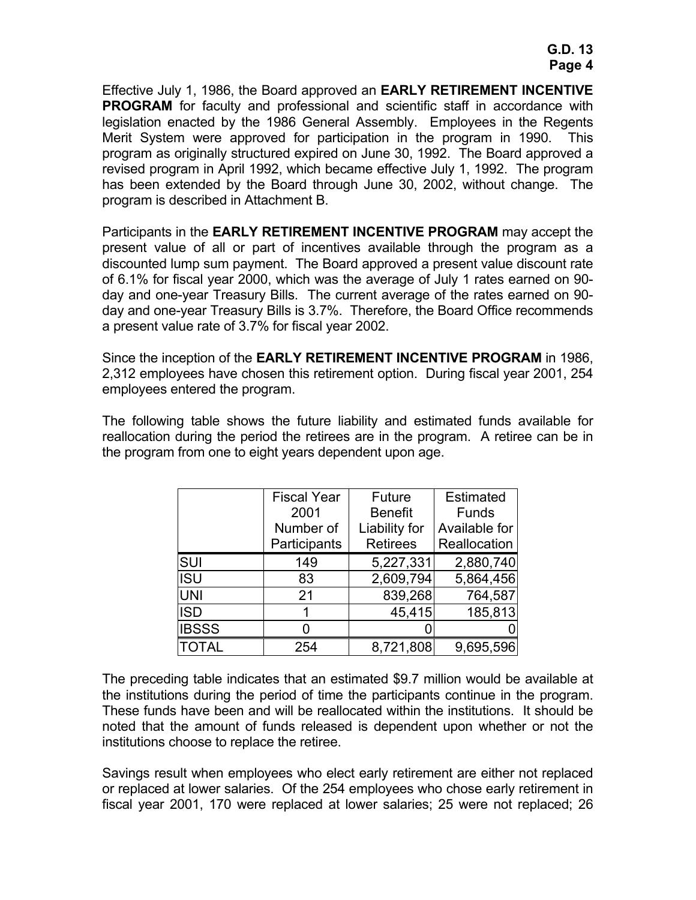Effective July 1, 1986, the Board approved an **EARLY RETIREMENT INCENTIVE PROGRAM** for faculty and professional and scientific staff in accordance with legislation enacted by the 1986 General Assembly. Employees in the Regents Merit System were approved for participation in the program in 1990. This program as originally structured expired on June 30, 1992. The Board approved a revised program in April 1992, which became effective July 1, 1992. The program has been extended by the Board through June 30, 2002, without change. The program is described in Attachment B.

Participants in the **EARLY RETIREMENT INCENTIVE PROGRAM** may accept the present value of all or part of incentives available through the program as a discounted lump sum payment. The Board approved a present value discount rate of 6.1% for fiscal year 2000, which was the average of July 1 rates earned on 90-day and one-year Treasury Bills. The current average of the rates earned on 90-day and one-year Treasury Bills is 3.7%. Therefore, the Board Office recommends a present value rate of 3.7% for fiscal year 2002.

Since the inception of the **EARLY RETIREMENT INCENTIVE PROGRAM** in 1986, 2,312 employees have chosen this retirement option. During fiscal year 2001, 254 employees entered the program.

The following table shows the future liability and estimated funds available for reallocation during the period the retirees are in the program. A retiree can be in the program from one to eight years dependent upon age.

| | Fiscal Year 2001 Number of Participants | Future Benefit Liability for Retirees | Estimated Funds Available for Reallocation |
|---|---|---|---|
| SUI | 149 | 5,227,331 | 2,880,740 |
| ISU | 83 | 2,609,794 | 5,864,456 |
| UNI | 21 | 839,268 | 764,587 |
| ISD | 1 | 45,415 | 185,813 |
| IBSSS | 0 | 0 | 0 |
| TOTAL | 254 | 8,721,808 | 9,695,596 |

The preceding table indicates that an estimated $9.7 million would be available at the institutions during the period of time the participants continue in the program. These funds have been and will be reallocated within the institutions. It should be noted that the amount of funds released is dependent upon whether or not the institutions choose to replace the retiree.

Savings result when employees who elect early retirement are either not replaced or replaced at lower salaries. Of the 254 employees who chose early retirement in fiscal year 2001, 170 were replaced at lower salaries; 25 were not replaced; 26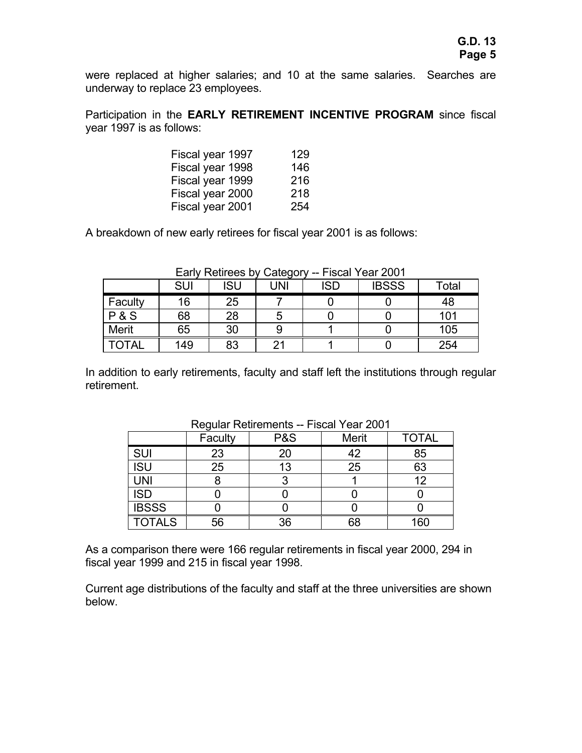were replaced at higher salaries; and 10 at the same salaries. Searches are underway to replace 23 employees.

Participation in the **EARLY RETIREMENT INCENTIVE PROGRAM** since fiscal year 1997 is as follows:

| | |
|---|---|
| Fiscal year 1997 | 129 |
| Fiscal year 1998 | 146 |
| Fiscal year 1999 | 216 |
| Fiscal year 2000 | 218 |
| Fiscal year 2001 | 254 |

A breakdown of new early retirees for fiscal year 2001 is as follows:

Early Retirees by Category -- Fiscal Year 2001

| | SUI | ISU | UNI | ISD | IBSSS | Total |
|---|---|---|---|---|---|---|
| Faculty | 16 | 25 | 7 | 0 | 0 | 48 |
| P & S | 68 | 28 | 5 | 0 | 0 | 101 |
| Merit | 65 | 30 | 9 | 1 | 0 | 105 |
| TOTAL | 149 | 83 | 21 | 1 | 0 | 254 |

In addition to early retirements, faculty and staff left the institutions through regular retirement.

Regular Retirements -- Fiscal Year 2001

| | Faculty | P&S | Merit | TOTAL |
|---|---|---|---|---|
| SUI | 23 | 20 | 42 | 85 |
| ISU | 25 | 13 | 25 | 63 |
| UNI | 8 | 3 | 1 | 12 |
| ISD | 0 | 0 | 0 | 0 |
| IBSSS | 0 | 0 | 0 | 0 |
| TOTALS | 56 | 36 | 68 | 160 |

As a comparison there were 166 regular retirements in fiscal year 2000, 294 in fiscal year 1999 and 215 in fiscal year 1998.

Current age distributions of the faculty and staff at the three universities are shown below.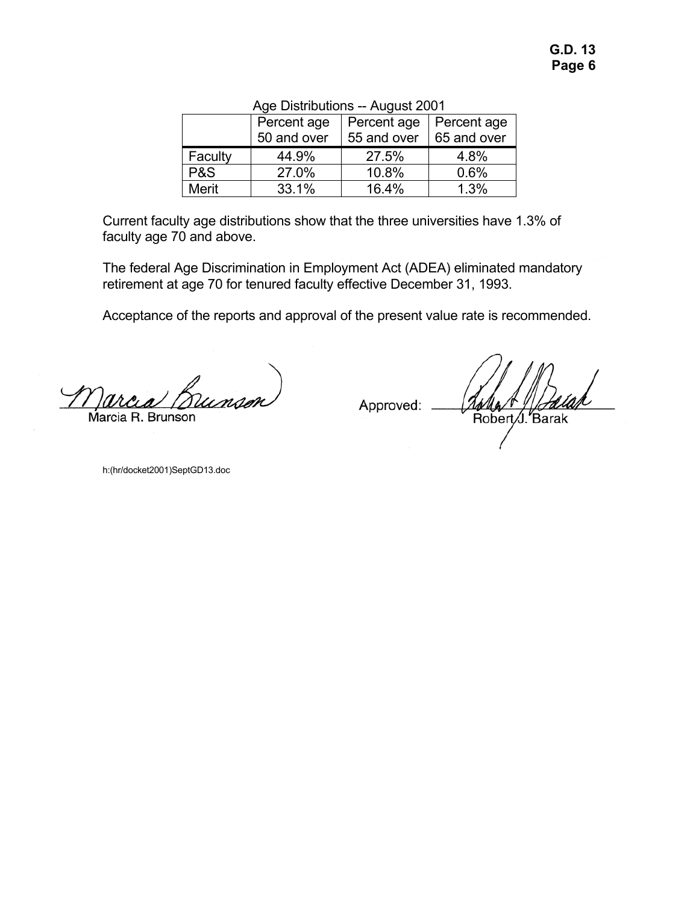Age Distributions -- August 2001

| | Percent age 50 and over | Percent age 55 and over | Percent age 65 and over |
|---|---|---|---|
| Faculty | 44.9% | 27.5% | 4.8% |
| P&S | 27.0% | 10.8% | 0.6% |
| Merit | 33.1% | 16.4% | 1.3% |

Current faculty age distributions show that the three universities have 1.3% of faculty age 70 and above.

The federal Age Discrimination in Employment Act (ADEA) eliminated mandatory retirement at age 70 for tenured faculty effective December 31, 1993.

Acceptance of the reports and approval of the present value rate is recommended.

Marcia R. Brunson

Approved: Robert J. Barak

h:(hr/docket2001)SeptGD13.doc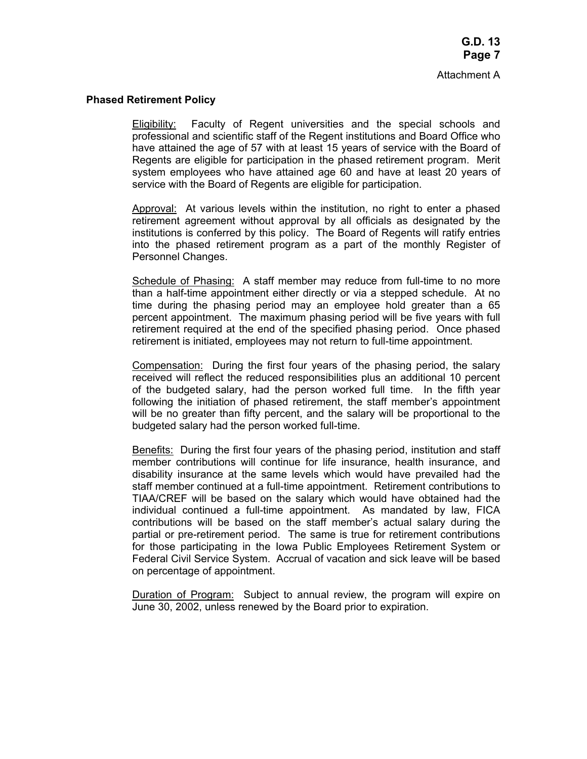Attachment A

## Phased Retirement Policy

Eligibility: Faculty of Regent universities and the special schools and professional and scientific staff of the Regent institutions and Board Office who have attained the age of 57 with at least 15 years of service with the Board of Regents are eligible for participation in the phased retirement program. Merit system employees who have attained age 60 and have at least 20 years of service with the Board of Regents are eligible for participation.

Approval: At various levels within the institution, no right to enter a phased retirement agreement without approval by all officials as designated by the institutions is conferred by this policy. The Board of Regents will ratify entries into the phased retirement program as a part of the monthly Register of Personnel Changes.

Schedule of Phasing: A staff member may reduce from full-time to no more than a half-time appointment either directly or via a stepped schedule. At no time during the phasing period may an employee hold greater than a 65 percent appointment. The maximum phasing period will be five years with full retirement required at the end of the specified phasing period. Once phased retirement is initiated, employees may not return to full-time appointment.

Compensation: During the first four years of the phasing period, the salary received will reflect the reduced responsibilities plus an additional 10 percent of the budgeted salary, had the person worked full time. In the fifth year following the initiation of phased retirement, the staff member's appointment will be no greater than fifty percent, and the salary will be proportional to the budgeted salary had the person worked full-time.

Benefits: During the first four years of the phasing period, institution and staff member contributions will continue for life insurance, health insurance, and disability insurance at the same levels which would have prevailed had the staff member continued at a full-time appointment. Retirement contributions to TIAA/CREF will be based on the salary which would have obtained had the individual continued a full-time appointment. As mandated by law, FICA contributions will be based on the staff member's actual salary during the partial or pre-retirement period. The same is true for retirement contributions for those participating in the Iowa Public Employees Retirement System or Federal Civil Service System. Accrual of vacation and sick leave will be based on percentage of appointment.

Duration of Program: Subject to annual review, the program will expire on June 30, 2002, unless renewed by the Board prior to expiration.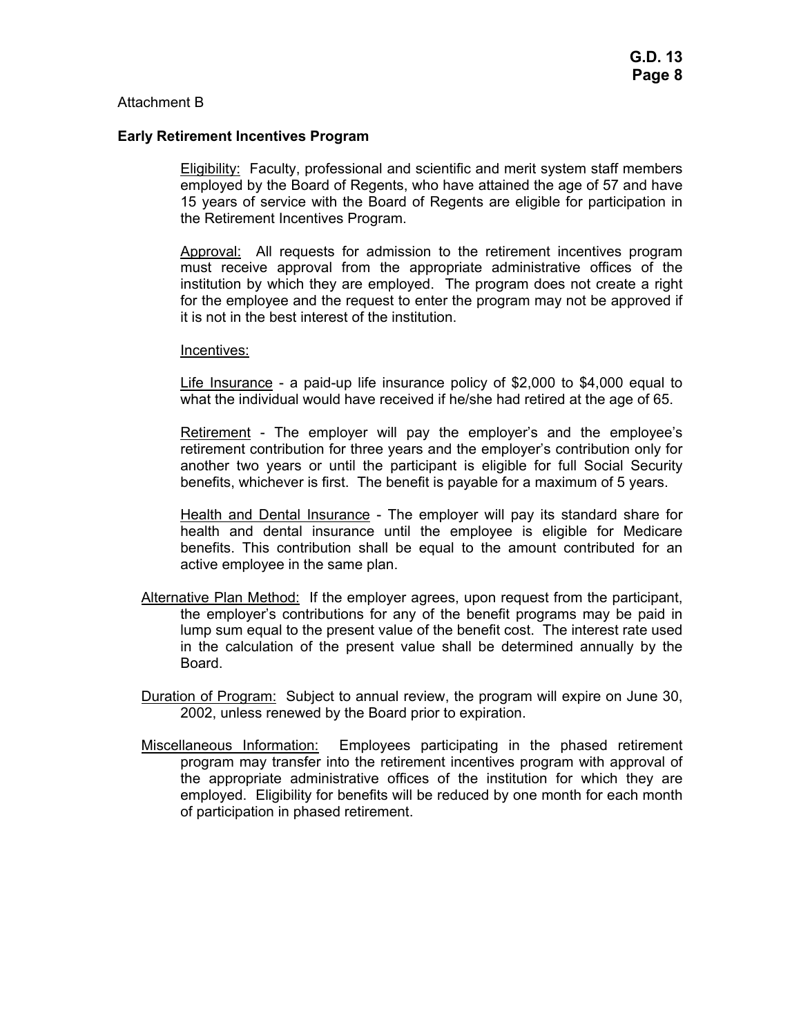Attachment B

**Early Retirement Incentives Program**

Eligibility: Faculty, professional and scientific and merit system staff members employed by the Board of Regents, who have attained the age of 57 and have 15 years of service with the Board of Regents are eligible for participation in the Retirement Incentives Program.

Approval: All requests for admission to the retirement incentives program must receive approval from the appropriate administrative offices of the institution by which they are employed. The program does not create a right for the employee and the request to enter the program may not be approved if it is not in the best interest of the institution.

Incentives:

Life Insurance - a paid-up life insurance policy of $2,000 to $4,000 equal to what the individual would have received if he/she had retired at the age of 65.

Retirement - The employer will pay the employer's and the employee's retirement contribution for three years and the employer's contribution only for another two years or until the participant is eligible for full Social Security benefits, whichever is first. The benefit is payable for a maximum of 5 years.

Health and Dental Insurance - The employer will pay its standard share for health and dental insurance until the employee is eligible for Medicare benefits. This contribution shall be equal to the amount contributed for an active employee in the same plan.

Alternative Plan Method: If the employer agrees, upon request from the participant, the employer's contributions for any of the benefit programs may be paid in lump sum equal to the present value of the benefit cost. The interest rate used in the calculation of the present value shall be determined annually by the Board.

Duration of Program: Subject to annual review, the program will expire on June 30, 2002, unless renewed by the Board prior to expiration.

Miscellaneous Information: Employees participating in the phased retirement program may transfer into the retirement incentives program with approval of the appropriate administrative offices of the institution for which they are employed. Eligibility for benefits will be reduced by one month for each month of participation in phased retirement.